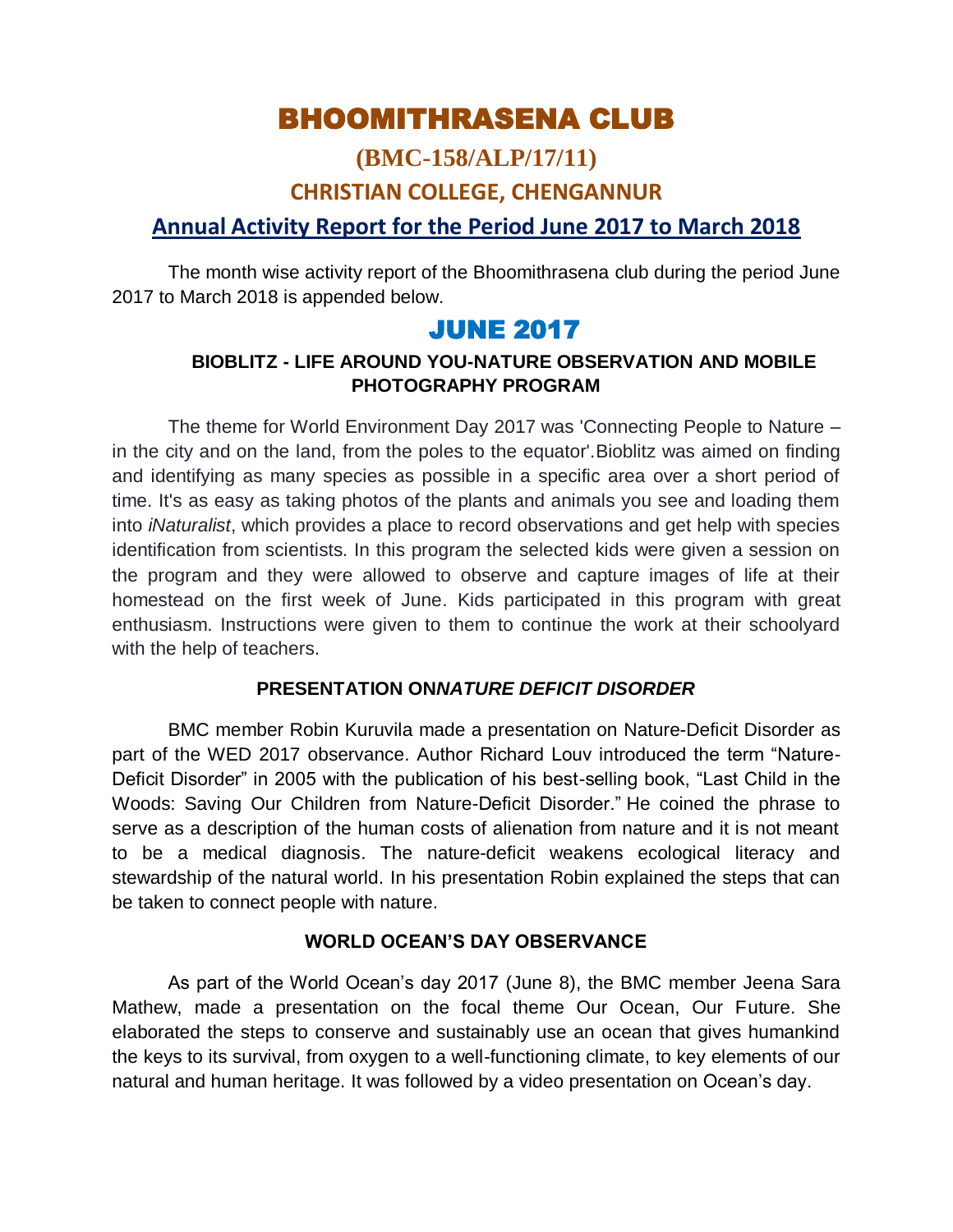# BHOOMITHRASENA CLUB

## (BMC-158/ALP/17/11)

## CHRISTIAN COLLEGE, CHENGANNUR

## Annual Activity Report for the Period June 2017 to March 2018

The month wise activity report of the Bhoomithrasena club during the period June 2017 to March 2018 is appended below.

# JUNE 2017

### BIOBLITZ - LIFE AROUND YOU-NATURE OBSERVATION AND MOBILE PHOTOGRAPHY PROGRAM

The theme for World Environment Day 2017 was 'Connecting People to Nature – in the city and on the land, from the poles to the equator'.Bioblitz was aimed on finding and identifying as many species as possible in a specific area over a short period of time. It's as easy as taking photos of the plants and animals you see and loading them into *iNaturalist*, which provides a place to record observations and get help with species identification from scientists. In this program the selected kids were given a session on the program and they were allowed to observe and capture images of life at their homestead on the first week of June. Kids participated in this program with great enthusiasm. Instructions were given to them to continue the work at their schoolyard with the help of teachers.

### PRESENTATION ON*NATURE DEFICIT DISORDER*

BMC member Robin Kuruvila made a presentation on Nature-Deficit Disorder as part of the WED 2017 observance. Author Richard Louv introduced the term "Nature-Deficit Disorder" in 2005 with the publication of his best-selling book, "Last Child in the Woods: Saving Our Children from Nature-Deficit Disorder." He coined the phrase to serve as a description of the human costs of alienation from nature and it is not meant to be a medical diagnosis. The nature-deficit weakens ecological literacy and stewardship of the natural world. In his presentation Robin explained the steps that can be taken to connect people with nature.

### WORLD OCEAN'S DAY OBSERVANCE

As part of the World Ocean's day 2017 (June 8), the BMC member Jeena Sara Mathew, made a presentation on the focal theme Our Ocean, Our Future. She elaborated the steps to conserve and sustainably use an ocean that gives humankind the keys to its survival, from oxygen to a well-functioning climate, to key elements of our natural and human heritage. It was followed by a video presentation on Ocean's day.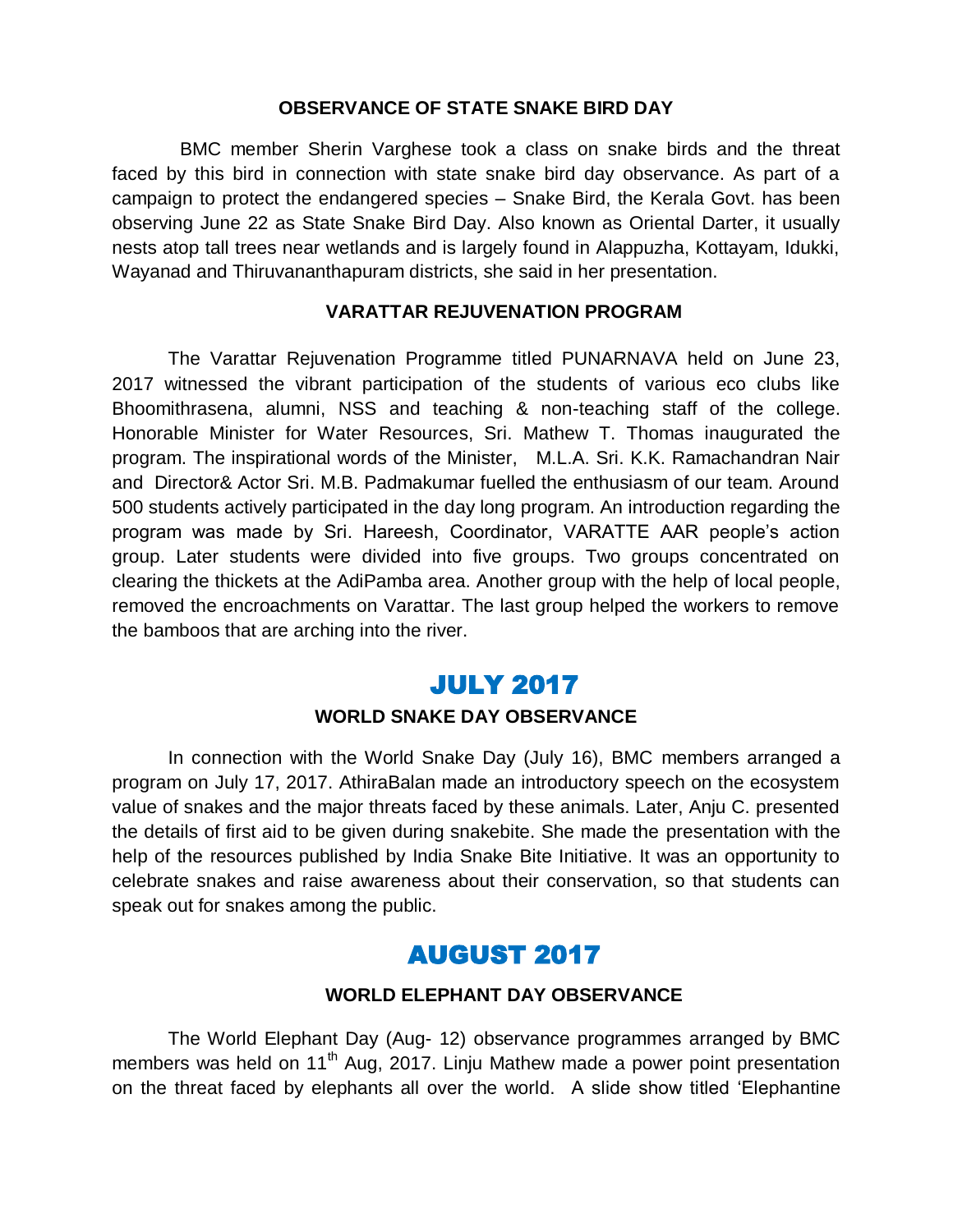### OBSERVANCE OF STATE SNAKE BIRD DAY

BMC member Sherin Varghese took a class on snake birds and the threat faced by this bird in connection with state snake bird day observance. As part of a campaign to protect the endangered species – Snake Bird, the Kerala Govt. has been observing June 22 as State Snake Bird Day. Also known as Oriental Darter, it usually nests atop tall trees near wetlands and is largely found in Alappuzha, Kottayam, Idukki, Wayanad and Thiruvananthapuram districts, she said in her presentation.

### VARATTAR REJUVENATION PROGRAM

The Varattar Rejuvenation Programme titled PUNARNAVA held on June 23, 2017 witnessed the vibrant participation of the students of various eco clubs like Bhoomithrasena, alumni, NSS and teaching & non-teaching staff of the college. Honorable Minister for Water Resources, Sri. Mathew T. Thomas inaugurated the program. The inspirational words of the Minister, M.L.A. Sri. K.K. Ramachandran Nair and Director& Actor Sri. M.B. Padmakumar fuelled the enthusiasm of our team. Around 500 students actively participated in the day long program. An introduction regarding the program was made by Sri. Hareesh, Coordinator, VARATTE AAR people's action group. Later students were divided into five groups. Two groups concentrated on clearing the thickets at the AdiPamba area. Another group with the help of local people, removed the encroachments on Varattar. The last group helped the workers to remove the bamboos that are arching into the river.

## JULY 2017

### WORLD SNAKE DAY OBSERVANCE

In connection with the World Snake Day (July 16), BMC members arranged a program on July 17, 2017. AthiraBalan made an introductory speech on the ecosystem value of snakes and the major threats faced by these animals. Later, Anju C. presented the details of first aid to be given during snakebite. She made the presentation with the help of the resources published by India Snake Bite Initiative. It was an opportunity to celebrate snakes and raise awareness about their conservation, so that students can speak out for snakes among the public.

## AUGUST 2017

### WORLD ELEPHANT DAY OBSERVANCE

The World Elephant Day (Aug- 12) observance programmes arranged by BMC members was held on 11th Aug, 2017. Linju Mathew made a power point presentation on the threat faced by elephants all over the world. A slide show titled 'Elephantine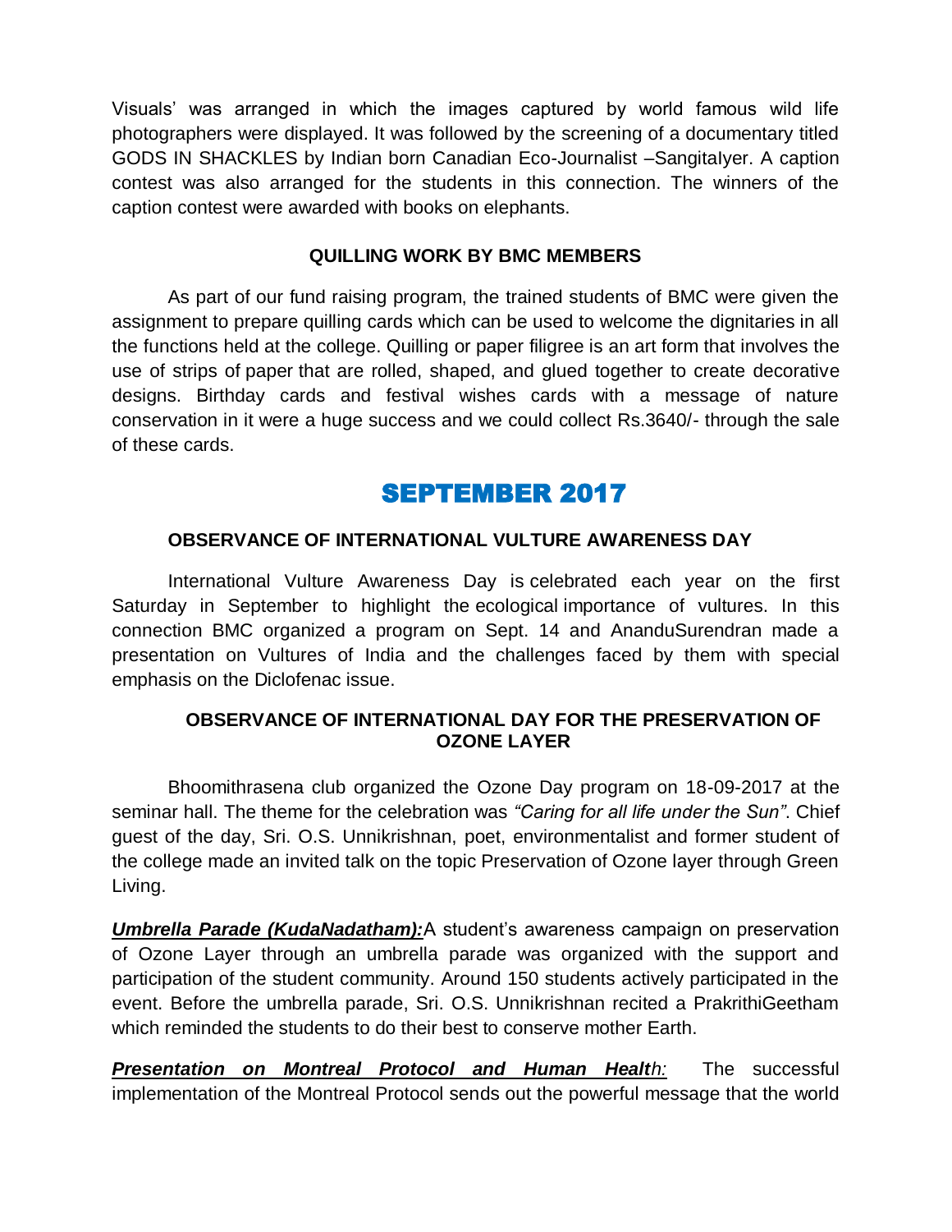Visuals' was arranged in which the images captured by world famous wild life photographers were displayed. It was followed by the screening of a documentary titled GODS IN SHACKLES by Indian born Canadian Eco-Journalist –SangitaIyer. A caption contest was also arranged for the students in this connection. The winners of the caption contest were awarded with books on elephants.

### QUILLING WORK BY BMC MEMBERS

As part of our fund raising program, the trained students of BMC were given the assignment to prepare quilling cards which can be used to welcome the dignitaries in all the functions held at the college. Quilling or paper filigree is an art form that involves the use of strips of paper that are rolled, shaped, and glued together to create decorative designs. Birthday cards and festival wishes cards with a message of nature conservation in it were a huge success and we could collect Rs.3640/- through the sale of these cards.

## SEPTEMBER 2017

### OBSERVANCE OF INTERNATIONAL VULTURE AWARENESS DAY

International Vulture Awareness Day is celebrated each year on the first Saturday in September to highlight the ecological importance of vultures. In this connection BMC organized a program on Sept. 14 and AnanduSurendran made a presentation on Vultures of India and the challenges faced by them with special emphasis on the Diclofenac issue.

### OBSERVANCE OF INTERNATIONAL DAY FOR THE PRESERVATION OF OZONE LAYER

Bhoomithrasena club organized the Ozone Day program on 18-09-2017 at the seminar hall. The theme for the celebration was *"Caring for all life under the Sun"*. Chief guest of the day, Sri. O.S. Unnikrishnan, poet, environmentalist and former student of the college made an invited talk on the topic Preservation of Ozone layer through Green Living.

***Umbrella Parade (KudaNadatham):*** A student's awareness campaign on preservation of Ozone Layer through an umbrella parade was organized with the support and participation of the student community. Around 150 students actively participated in the event. Before the umbrella parade, Sri. O.S. Unnikrishnan recited a PrakrithiGeetham which reminded the students to do their best to conserve mother Earth.

***Presentation on Montreal Protocol and Human Health:*** The successful implementation of the Montreal Protocol sends out the powerful message that the world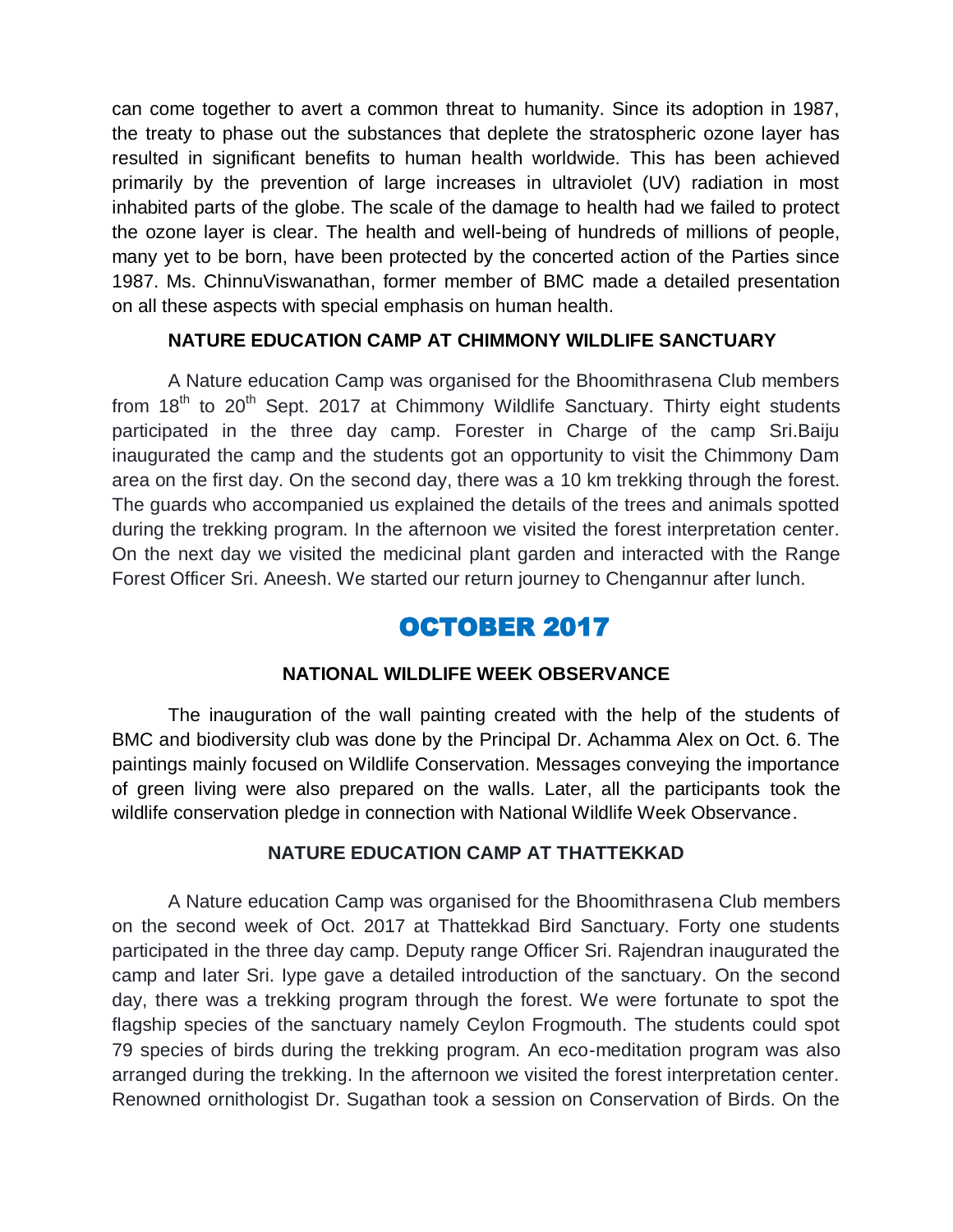can come together to avert a common threat to humanity. Since its adoption in 1987, the treaty to phase out the substances that deplete the stratospheric ozone layer has resulted in significant benefits to human health worldwide. This has been achieved primarily by the prevention of large increases in ultraviolet (UV) radiation in most inhabited parts of the globe. The scale of the damage to health had we failed to protect the ozone layer is clear. The health and well-being of hundreds of millions of people, many yet to be born, have been protected by the concerted action of the Parties since 1987. Ms. ChinnuViswanathan, former member of BMC made a detailed presentation on all these aspects with special emphasis on human health.

### NATURE EDUCATION CAMP AT CHIMMONY WILDLIFE SANCTUARY

A Nature education Camp was organised for the Bhoomithrasena Club members from 18th to 20th Sept. 2017 at Chimmony Wildlife Sanctuary. Thirty eight students participated in the three day camp. Forester in Charge of the camp Sri.Baiju inaugurated the camp and the students got an opportunity to visit the Chimmony Dam area on the first day. On the second day, there was a 10 km trekking through the forest. The guards who accompanied us explained the details of the trees and animals spotted during the trekking program. In the afternoon we visited the forest interpretation center. On the next day we visited the medicinal plant garden and interacted with the Range Forest Officer Sri. Aneesh. We started our return journey to Chengannur after lunch.

## OCTOBER 2017

### NATIONAL WILDLIFE WEEK OBSERVANCE

The inauguration of the wall painting created with the help of the students of BMC and biodiversity club was done by the Principal Dr. Achamma Alex on Oct. 6. The paintings mainly focused on Wildlife Conservation. Messages conveying the importance of green living were also prepared on the walls. Later, all the participants took the wildlife conservation pledge in connection with National Wildlife Week Observance.

### NATURE EDUCATION CAMP AT THATTEKKAD

A Nature education Camp was organised for the Bhoomithrasena Club members on the second week of Oct. 2017 at Thattekkad Bird Sanctuary. Forty one students participated in the three day camp. Deputy range Officer Sri. Rajendran inaugurated the camp and later Sri. Iype gave a detailed introduction of the sanctuary. On the second day, there was a trekking program through the forest. We were fortunate to spot the flagship species of the sanctuary namely Ceylon Frogmouth. The students could spot 79 species of birds during the trekking program. An eco-meditation program was also arranged during the trekking. In the afternoon we visited the forest interpretation center. Renowned ornithologist Dr. Sugathan took a session on Conservation of Birds. On the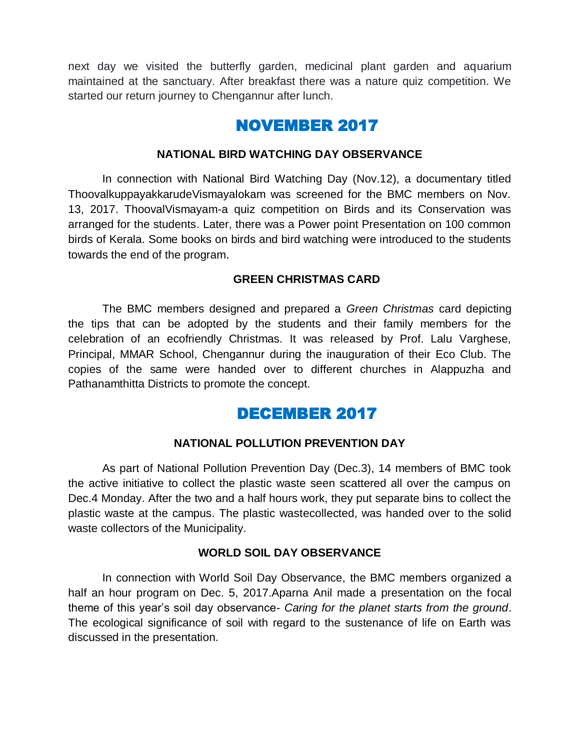next day we visited the butterfly garden, medicinal plant garden and aquarium maintained at the sanctuary. After breakfast there was a nature quiz competition. We started our return journey to Chengannur after lunch.

## NOVEMBER 2017

### NATIONAL BIRD WATCHING DAY OBSERVANCE

In connection with National Bird Watching Day (Nov.12), a documentary titled ThoovalkuppayakkarudeVismayalokam was screened for the BMC members on Nov. 13, 2017. ThoovalVismayam-a quiz competition on Birds and its Conservation was arranged for the students. Later, there was a Power point Presentation on 100 common birds of Kerala. Some books on birds and bird watching were introduced to the students towards the end of the program.

### GREEN CHRISTMAS CARD

The BMC members designed and prepared a *Green Christmas* card depicting the tips that can be adopted by the students and their family members for the celebration of an ecofriendly Christmas. It was released by Prof. Lalu Varghese, Principal, MMAR School, Chengannur during the inauguration of their Eco Club. The copies of the same were handed over to different churches in Alappuzha and Pathanamthitta Districts to promote the concept.

## DECEMBER 2017

### NATIONAL POLLUTION PREVENTION DAY

As part of National Pollution Prevention Day (Dec.3), 14 members of BMC took the active initiative to collect the plastic waste seen scattered all over the campus on Dec.4 Monday. After the two and a half hours work, they put separate bins to collect the plastic waste at the campus. The plastic wastecollected, was handed over to the solid waste collectors of the Municipality.

### WORLD SOIL DAY OBSERVANCE

In connection with World Soil Day Observance, the BMC members organized a half an hour program on Dec. 5, 2017.Aparna Anil made a presentation on the focal theme of this year's soil day observance- *Caring for the planet starts from the ground*. The ecological significance of soil with regard to the sustenance of life on Earth was discussed in the presentation.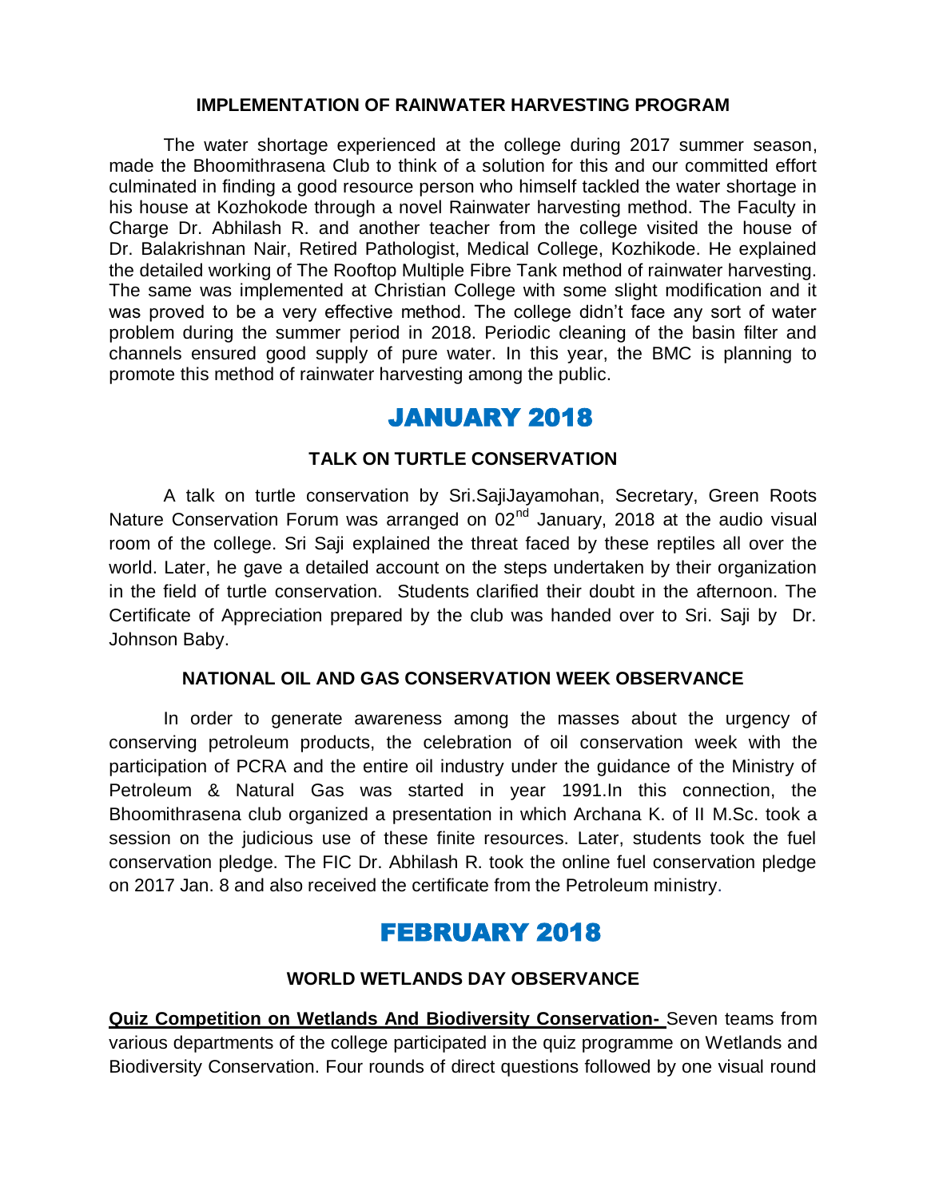### IMPLEMENTATION OF RAINWATER HARVESTING PROGRAM

The water shortage experienced at the college during 2017 summer season, made the Bhoomithrasena Club to think of a solution for this and our committed effort culminated in finding a good resource person who himself tackled the water shortage in his house at Kozhokode through a novel Rainwater harvesting method. The Faculty in Charge Dr. Abhilash R. and another teacher from the college visited the house of Dr. Balakrishnan Nair, Retired Pathologist, Medical College, Kozhikode. He explained the detailed working of The Rooftop Multiple Fibre Tank method of rainwater harvesting. The same was implemented at Christian College with some slight modification and it was proved to be a very effective method. The college didn't face any sort of water problem during the summer period in 2018. Periodic cleaning of the basin filter and channels ensured good supply of pure water. In this year, the BMC is planning to promote this method of rainwater harvesting among the public.

## JANUARY 2018

### TALK ON TURTLE CONSERVATION

A talk on turtle conservation by Sri.SajiJayamohan, Secretary, Green Roots Nature Conservation Forum was arranged on 02nd January, 2018 at the audio visual room of the college. Sri Saji explained the threat faced by these reptiles all over the world. Later, he gave a detailed account on the steps undertaken by their organization in the field of turtle conservation. Students clarified their doubt in the afternoon. The Certificate of Appreciation prepared by the club was handed over to Sri. Saji by Dr. Johnson Baby.

### NATIONAL OIL AND GAS CONSERVATION WEEK OBSERVANCE

In order to generate awareness among the masses about the urgency of conserving petroleum products, the celebration of oil conservation week with the participation of PCRA and the entire oil industry under the guidance of the Ministry of Petroleum & Natural Gas was started in year 1991.In this connection, the Bhoomithrasena club organized a presentation in which Archana K. of II M.Sc. took a session on the judicious use of these finite resources. Later, students took the fuel conservation pledge. The FIC Dr. Abhilash R. took the online fuel conservation pledge on 2017 Jan. 8 and also received the certificate from the Petroleum ministry.

## FEBRUARY 2018

### WORLD WETLANDS DAY OBSERVANCE

**Quiz Competition on Wetlands And Biodiversity Conservation-** Seven teams from various departments of the college participated in the quiz programme on Wetlands and Biodiversity Conservation. Four rounds of direct questions followed by one visual round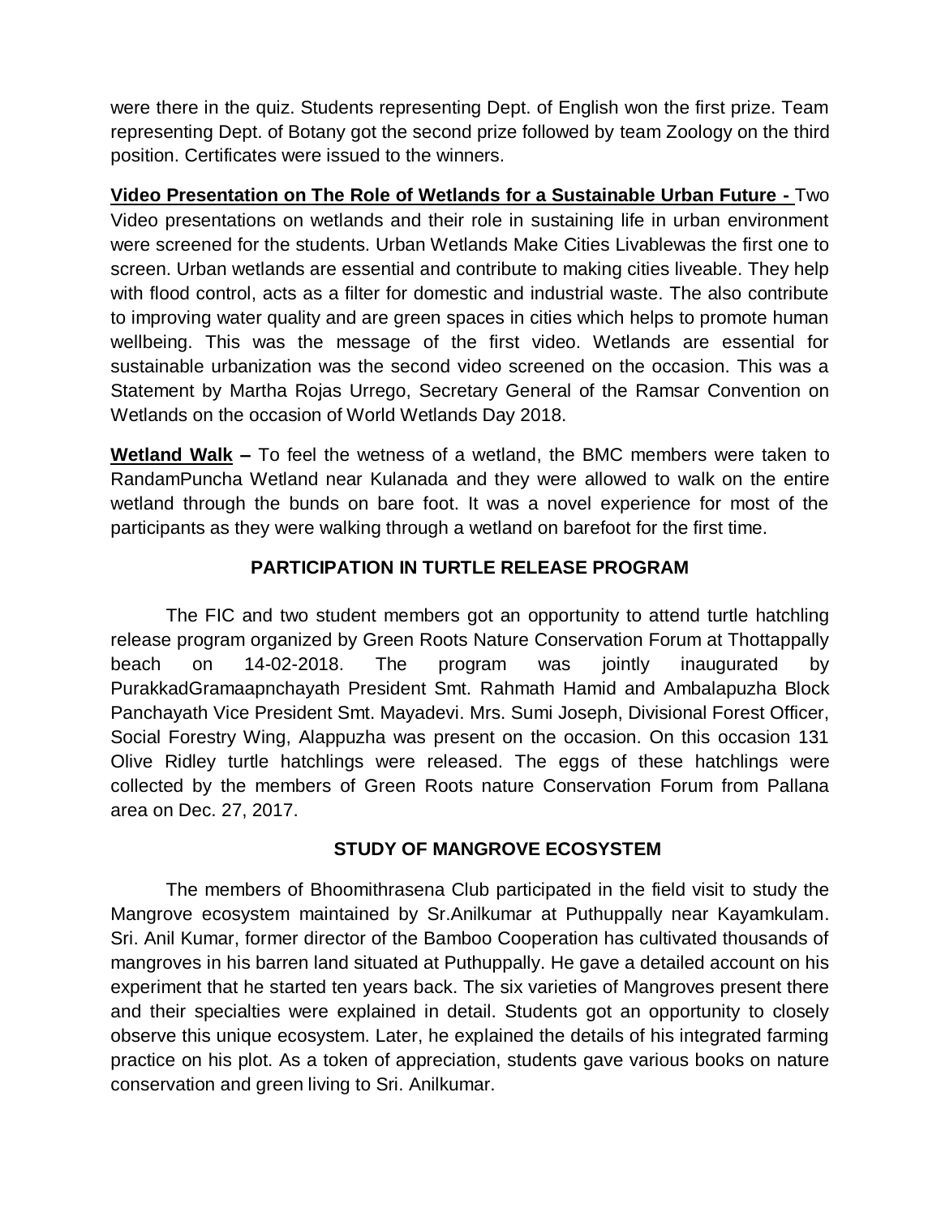were there in the quiz. Students representing Dept. of English won the first prize. Team representing Dept. of Botany got the second prize followed by team Zoology on the third position. Certificates were issued to the winners.

**<u>Video Presentation on The Role of Wetlands for a Sustainable Urban Future -</u>** Two Video presentations on wetlands and their role in sustaining life in urban environment were screened for the students. Urban Wetlands Make Cities Livablewas the first one to screen. Urban wetlands are essential and contribute to making cities liveable. They help with flood control, acts as a filter for domestic and industrial waste. The also contribute to improving water quality and are green spaces in cities which helps to promote human wellbeing. This was the message of the first video. Wetlands are essential for sustainable urbanization was the second video screened on the occasion. This was a Statement by Martha Rojas Urrego, Secretary General of the Ramsar Convention on Wetlands on the occasion of World Wetlands Day 2018.

**<u>Wetland Walk</u> –** To feel the wetness of a wetland, the BMC members were taken to RandamPuncha Wetland near Kulanada and they were allowed to walk on the entire wetland through the bunds on bare foot. It was a novel experience for most of the participants as they were walking through a wetland on barefoot for the first time.

## PARTICIPATION IN TURTLE RELEASE PROGRAM

The FIC and two student members got an opportunity to attend turtle hatchling release program organized by Green Roots Nature Conservation Forum at Thottappally beach on 14-02-2018. The program was jointly inaugurated by PurakkadGramaapnchayath President Smt. Rahmath Hamid and Ambalapuzha Block Panchayath Vice President Smt. Mayadevi. Mrs. Sumi Joseph, Divisional Forest Officer, Social Forestry Wing, Alappuzha was present on the occasion. On this occasion 131 Olive Ridley turtle hatchlings were released. The eggs of these hatchlings were collected by the members of Green Roots nature Conservation Forum from Pallana area on Dec. 27, 2017.

## STUDY OF MANGROVE ECOSYSTEM

The members of Bhoomithrasena Club participated in the field visit to study the Mangrove ecosystem maintained by Sr.Anilkumar at Puthuppally near Kayamkulam. Sri. Anil Kumar, former director of the Bamboo Cooperation has cultivated thousands of mangroves in his barren land situated at Puthuppally. He gave a detailed account on his experiment that he started ten years back. The six varieties of Mangroves present there and their specialties were explained in detail. Students got an opportunity to closely observe this unique ecosystem. Later, he explained the details of his integrated farming practice on his plot. As a token of appreciation, students gave various books on nature conservation and green living to Sri. Anilkumar.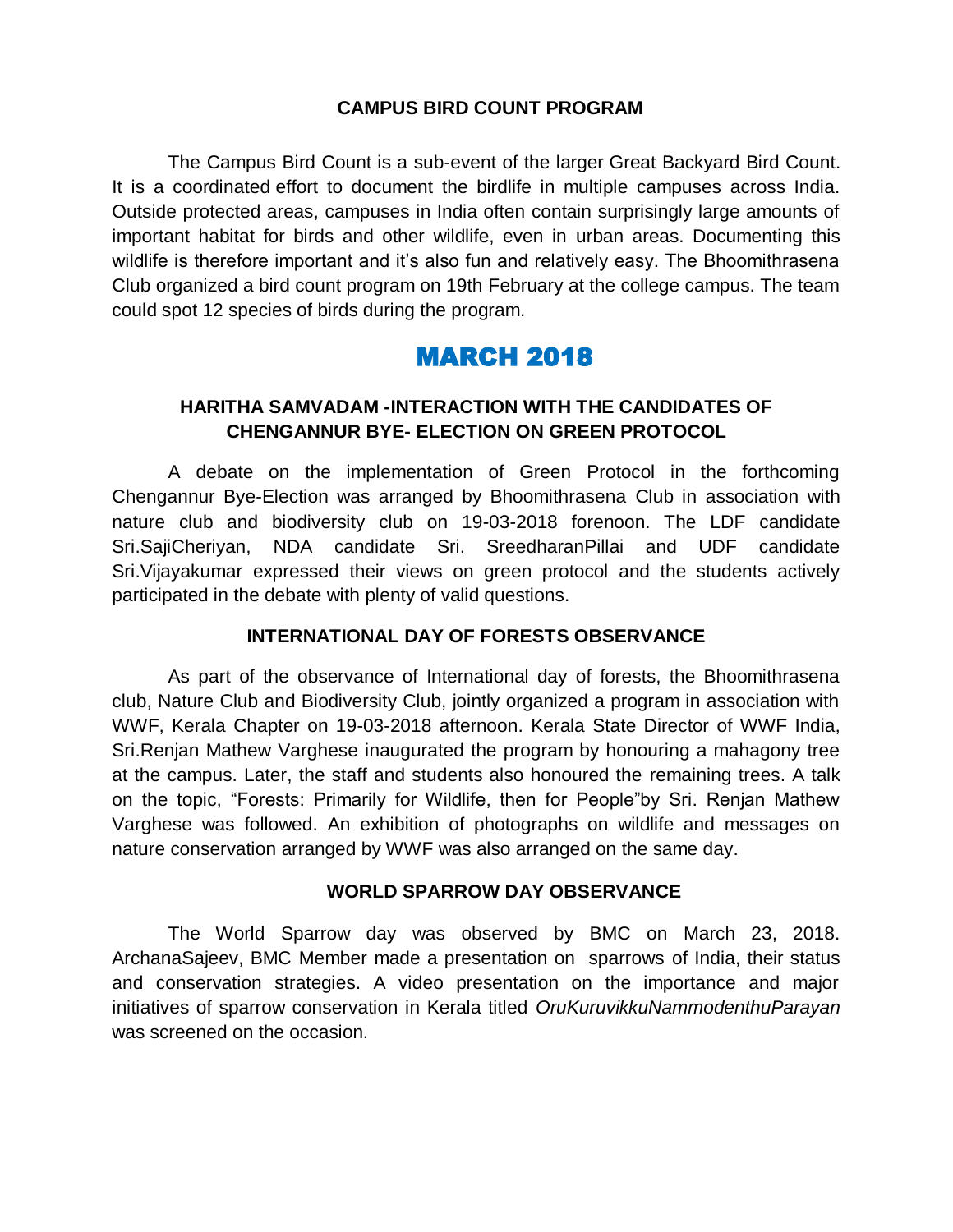### CAMPUS BIRD COUNT PROGRAM

The Campus Bird Count is a sub-event of the larger Great Backyard Bird Count. It is a coordinated effort to document the birdlife in multiple campuses across India. Outside protected areas, campuses in India often contain surprisingly large amounts of important habitat for birds and other wildlife, even in urban areas. Documenting this wildlife is therefore important and it's also fun and relatively easy. The Bhoomithrasena Club organized a bird count program on 19th February at the college campus. The team could spot 12 species of birds during the program.

## MARCH 2018

### HARITHA SAMVADAM -INTERACTION WITH THE CANDIDATES OF CHENGANNUR BYE- ELECTION ON GREEN PROTOCOL

A debate on the implementation of Green Protocol in the forthcoming Chengannur Bye-Election was arranged by Bhoomithrasena Club in association with nature club and biodiversity club on 19-03-2018 forenoon. The LDF candidate Sri.SajiCheriyan, NDA candidate Sri. SreedharanPillai and UDF candidate Sri.Vijayakumar expressed their views on green protocol and the students actively participated in the debate with plenty of valid questions.

### INTERNATIONAL DAY OF FORESTS OBSERVANCE

As part of the observance of International day of forests, the Bhoomithrasena club, Nature Club and Biodiversity Club, jointly organized a program in association with WWF, Kerala Chapter on 19-03-2018 afternoon. Kerala State Director of WWF India, Sri.Renjan Mathew Varghese inaugurated the program by honouring a mahagony tree at the campus. Later, the staff and students also honoured the remaining trees. A talk on the topic, "Forests: Primarily for Wildlife, then for People"by Sri. Renjan Mathew Varghese was followed. An exhibition of photographs on wildlife and messages on nature conservation arranged by WWF was also arranged on the same day.

### WORLD SPARROW DAY OBSERVANCE

The World Sparrow day was observed by BMC on March 23, 2018. ArchanaSajeev, BMC Member made a presentation on sparrows of India, their status and conservation strategies. A video presentation on the importance and major initiatives of sparrow conservation in Kerala titled *OruKuruvikkuNammodenthuParayan* was screened on the occasion.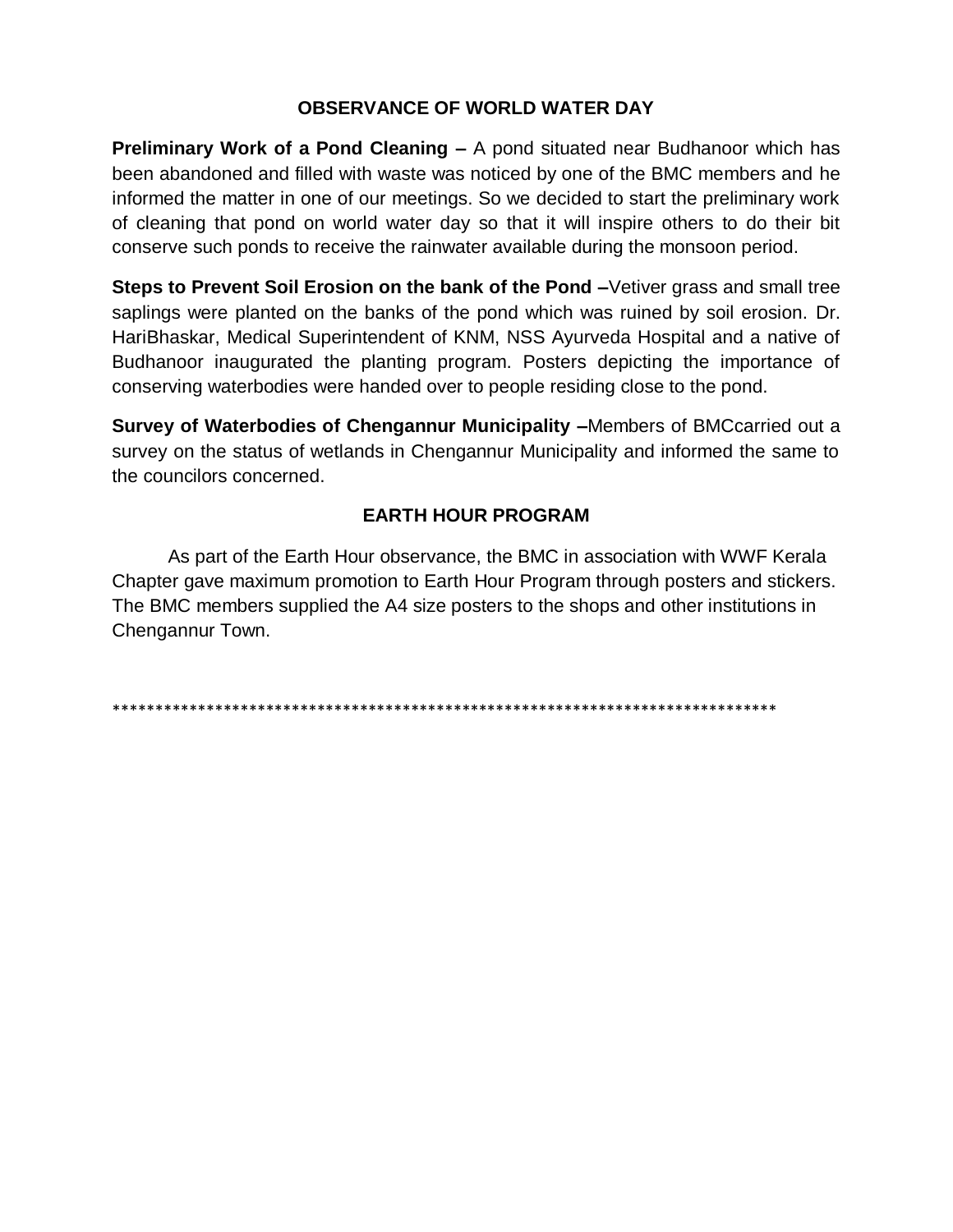## OBSERVANCE OF WORLD WATER DAY

**Preliminary Work of a Pond Cleaning –** A pond situated near Budhanoor which has been abandoned and filled with waste was noticed by one of the BMC members and he informed the matter in one of our meetings. So we decided to start the preliminary work of cleaning that pond on world water day so that it will inspire others to do their bit conserve such ponds to receive the rainwater available during the monsoon period.

**Steps to Prevent Soil Erosion on the bank of the Pond –**Vetiver grass and small tree saplings were planted on the banks of the pond which was ruined by soil erosion. Dr. HariBhaskar, Medical Superintendent of KNM, NSS Ayurveda Hospital and a native of Budhanoor inaugurated the planting program. Posters depicting the importance of conserving waterbodies were handed over to people residing close to the pond.

**Survey of Waterbodies of Chengannur Municipality –**Members of BMCcarried out a survey on the status of wetlands in Chengannur Municipality and informed the same to the councilors concerned.

## EARTH HOUR PROGRAM

As part of the Earth Hour observance, the BMC in association with WWF Kerala Chapter gave maximum promotion to Earth Hour Program through posters and stickers. The BMC members supplied the A4 size posters to the shops and other institutions in Chengannur Town.

*******************************************************************************